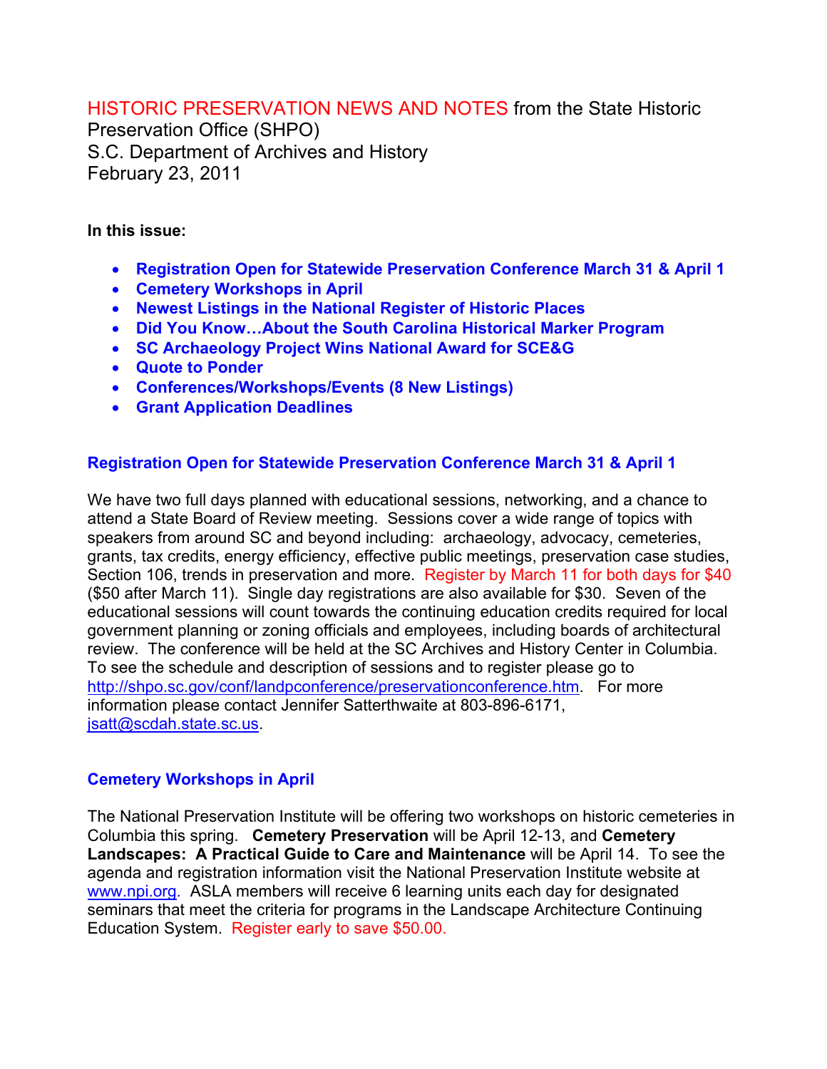# HISTORIC PRESERVATION NEWS AND NOTES from the State Historic Preservation Office (SHPO)

S.C. Department of Archives and History
February 23, 2011

**In this issue:**

- **Registration Open for Statewide Preservation Conference March 31 & April 1**
- **Cemetery Workshops in April**
- **Newest Listings in the National Register of Historic Places**
- **Did You Know…About the South Carolina Historical Marker Program**
- **SC Archaeology Project Wins National Award for SCE&G**
- **Quote to Ponder**
- **Conferences/Workshops/Events (8 New Listings)**
- **Grant Application Deadlines**

## Registration Open for Statewide Preservation Conference March 31 & April 1

We have two full days planned with educational sessions, networking, and a chance to attend a State Board of Review meeting. Sessions cover a wide range of topics with speakers from around SC and beyond including: archaeology, advocacy, cemeteries, grants, tax credits, energy efficiency, effective public meetings, preservation case studies, Section 106, trends in preservation and more. Register by March 11 for both days for $40 ($50 after March 11). Single day registrations are also available for $30. Seven of the educational sessions will count towards the continuing education credits required for local government planning or zoning officials and employees, including boards of architectural review. The conference will be held at the SC Archives and History Center in Columbia. To see the schedule and description of sessions and to register please go to http://shpo.sc.gov/conf/landpconference/preservationconference.htm. For more information please contact Jennifer Satterthwaite at 803-896-6171, jsatt@scdah.state.sc.us.

## Cemetery Workshops in April

The National Preservation Institute will be offering two workshops on historic cemeteries in Columbia this spring. **Cemetery Preservation** will be April 12-13, and **Cemetery Landscapes: A Practical Guide to Care and Maintenance** will be April 14. To see the agenda and registration information visit the National Preservation Institute website at www.npi.org. ASLA members will receive 6 learning units each day for designated seminars that meet the criteria for programs in the Landscape Architecture Continuing Education System. Register early to save $50.00.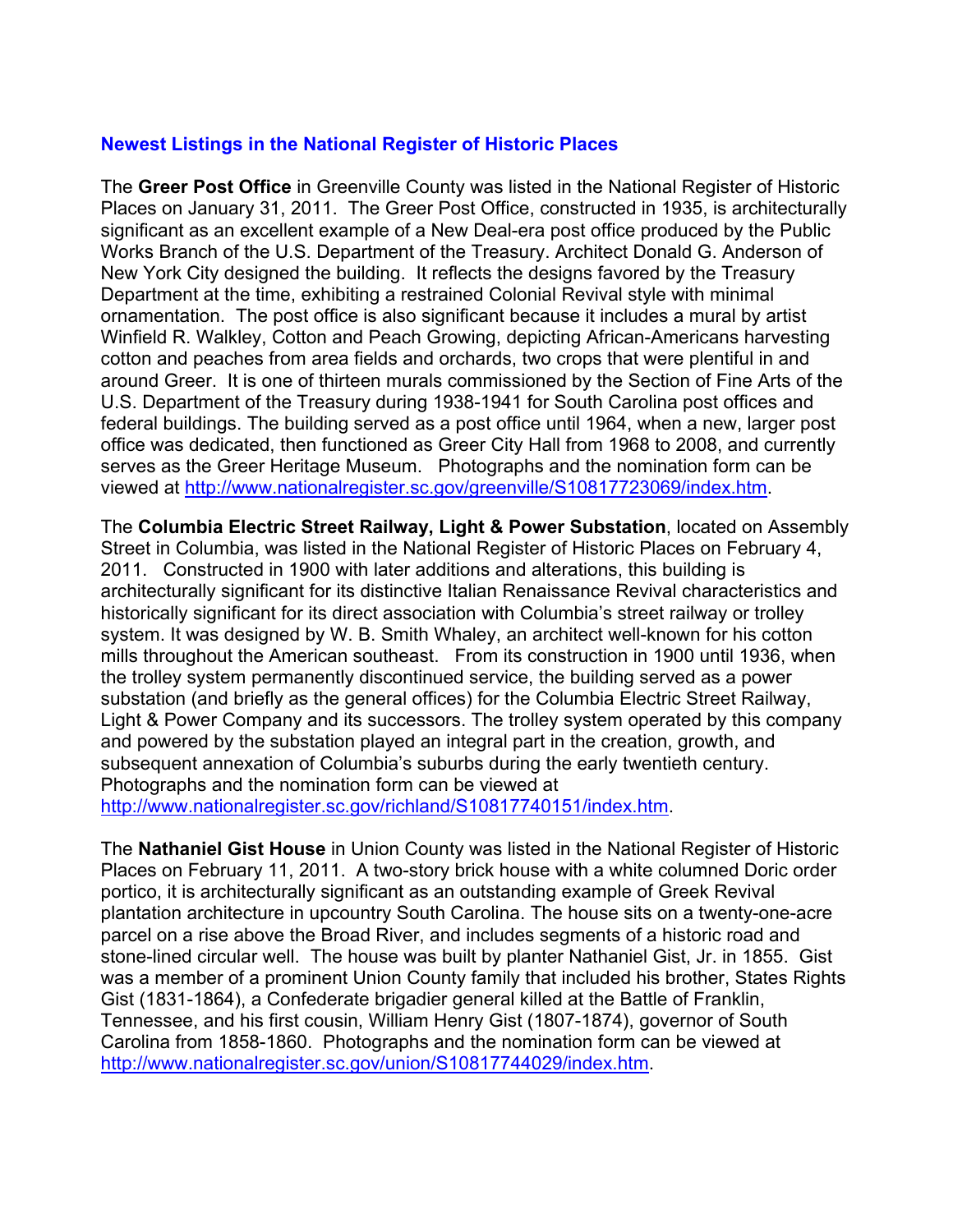## Newest Listings in the National Register of Historic Places

The **Greer Post Office** in Greenville County was listed in the National Register of Historic Places on January 31, 2011. The Greer Post Office, constructed in 1935, is architecturally significant as an excellent example of a New Deal-era post office produced by the Public Works Branch of the U.S. Department of the Treasury. Architect Donald G. Anderson of New York City designed the building. It reflects the designs favored by the Treasury Department at the time, exhibiting a restrained Colonial Revival style with minimal ornamentation. The post office is also significant because it includes a mural by artist Winfield R. Walkley, Cotton and Peach Growing, depicting African-Americans harvesting cotton and peaches from area fields and orchards, two crops that were plentiful in and around Greer. It is one of thirteen murals commissioned by the Section of Fine Arts of the U.S. Department of the Treasury during 1938-1941 for South Carolina post offices and federal buildings. The building served as a post office until 1964, when a new, larger post office was dedicated, then functioned as Greer City Hall from 1968 to 2008, and currently serves as the Greer Heritage Museum. Photographs and the nomination form can be viewed at http://www.nationalregister.sc.gov/greenville/S10817723069/index.htm.

The **Columbia Electric Street Railway, Light & Power Substation**, located on Assembly Street in Columbia, was listed in the National Register of Historic Places on February 4, 2011. Constructed in 1900 with later additions and alterations, this building is architecturally significant for its distinctive Italian Renaissance Revival characteristics and historically significant for its direct association with Columbia's street railway or trolley system. It was designed by W. B. Smith Whaley, an architect well-known for his cotton mills throughout the American southeast. From its construction in 1900 until 1936, when the trolley system permanently discontinued service, the building served as a power substation (and briefly as the general offices) for the Columbia Electric Street Railway, Light & Power Company and its successors. The trolley system operated by this company and powered by the substation played an integral part in the creation, growth, and subsequent annexation of Columbia's suburbs during the early twentieth century. Photographs and the nomination form can be viewed at http://www.nationalregister.sc.gov/richland/S10817740151/index.htm.

The **Nathaniel Gist House** in Union County was listed in the National Register of Historic Places on February 11, 2011. A two-story brick house with a white columned Doric order portico, it is architecturally significant as an outstanding example of Greek Revival plantation architecture in upcountry South Carolina. The house sits on a twenty-one-acre parcel on a rise above the Broad River, and includes segments of a historic road and stone-lined circular well. The house was built by planter Nathaniel Gist, Jr. in 1855. Gist was a member of a prominent Union County family that included his brother, States Rights Gist (1831-1864), a Confederate brigadier general killed at the Battle of Franklin, Tennessee, and his first cousin, William Henry Gist (1807-1874), governor of South Carolina from 1858-1860. Photographs and the nomination form can be viewed at http://www.nationalregister.sc.gov/union/S10817744029/index.htm.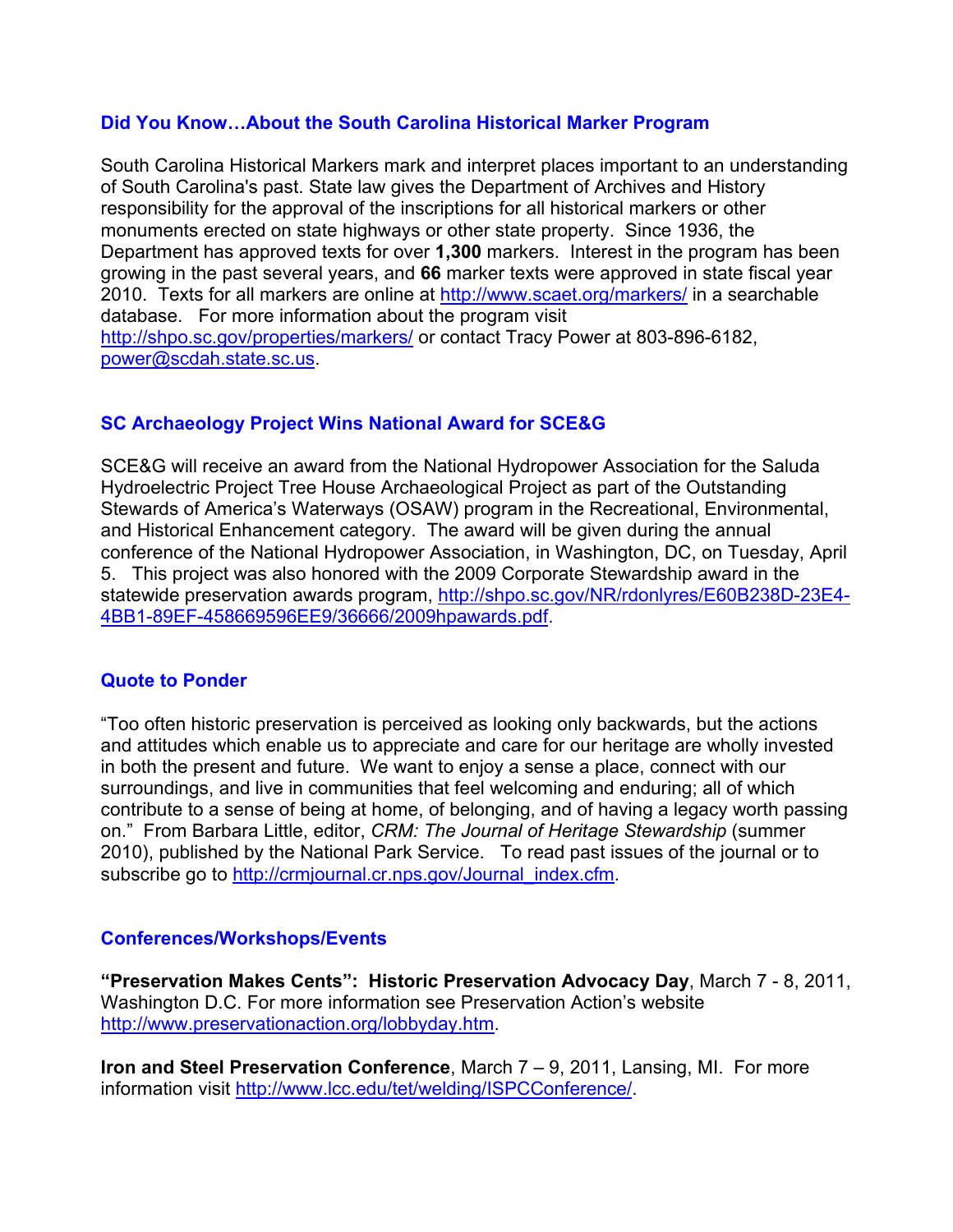### Did You Know…About the South Carolina Historical Marker Program

South Carolina Historical Markers mark and interpret places important to an understanding of South Carolina's past. State law gives the Department of Archives and History responsibility for the approval of the inscriptions for all historical markers or other monuments erected on state highways or other state property. Since 1936, the Department has approved texts for over **1,300** markers. Interest in the program has been growing in the past several years, and **66** marker texts were approved in state fiscal year 2010. Texts for all markers are online at http://www.scaet.org/markers/ in a searchable database. For more information about the program visit http://shpo.sc.gov/properties/markers/ or contact Tracy Power at 803-896-6182, power@scdah.state.sc.us.

### SC Archaeology Project Wins National Award for SCE&G

SCE&G will receive an award from the National Hydropower Association for the Saluda Hydroelectric Project Tree House Archaeological Project as part of the Outstanding Stewards of America's Waterways (OSAW) program in the Recreational, Environmental, and Historical Enhancement category. The award will be given during the annual conference of the National Hydropower Association, in Washington, DC, on Tuesday, April 5. This project was also honored with the 2009 Corporate Stewardship award in the statewide preservation awards program, http://shpo.sc.gov/NR/rdonlyres/E60B238D-23E4-4BB1-89EF-458669596EE9/36666/2009hpawards.pdf.

### Quote to Ponder

"Too often historic preservation is perceived as looking only backwards, but the actions and attitudes which enable us to appreciate and care for our heritage are wholly invested in both the present and future. We want to enjoy a sense a place, connect with our surroundings, and live in communities that feel welcoming and enduring; all of which contribute to a sense of being at home, of belonging, and of having a legacy worth passing on." From Barbara Little, editor, *CRM: The Journal of Heritage Stewardship* (summer 2010), published by the National Park Service. To read past issues of the journal or to subscribe go to http://crmjournal.cr.nps.gov/Journal_index.cfm.

### Conferences/Workshops/Events

**"Preservation Makes Cents": Historic Preservation Advocacy Day**, March 7 - 8, 2011, Washington D.C. For more information see Preservation Action's website http://www.preservationaction.org/lobbyday.htm.

**Iron and Steel Preservation Conference**, March 7 – 9, 2011, Lansing, MI. For more information visit http://www.lcc.edu/tet/welding/ISPCConference/.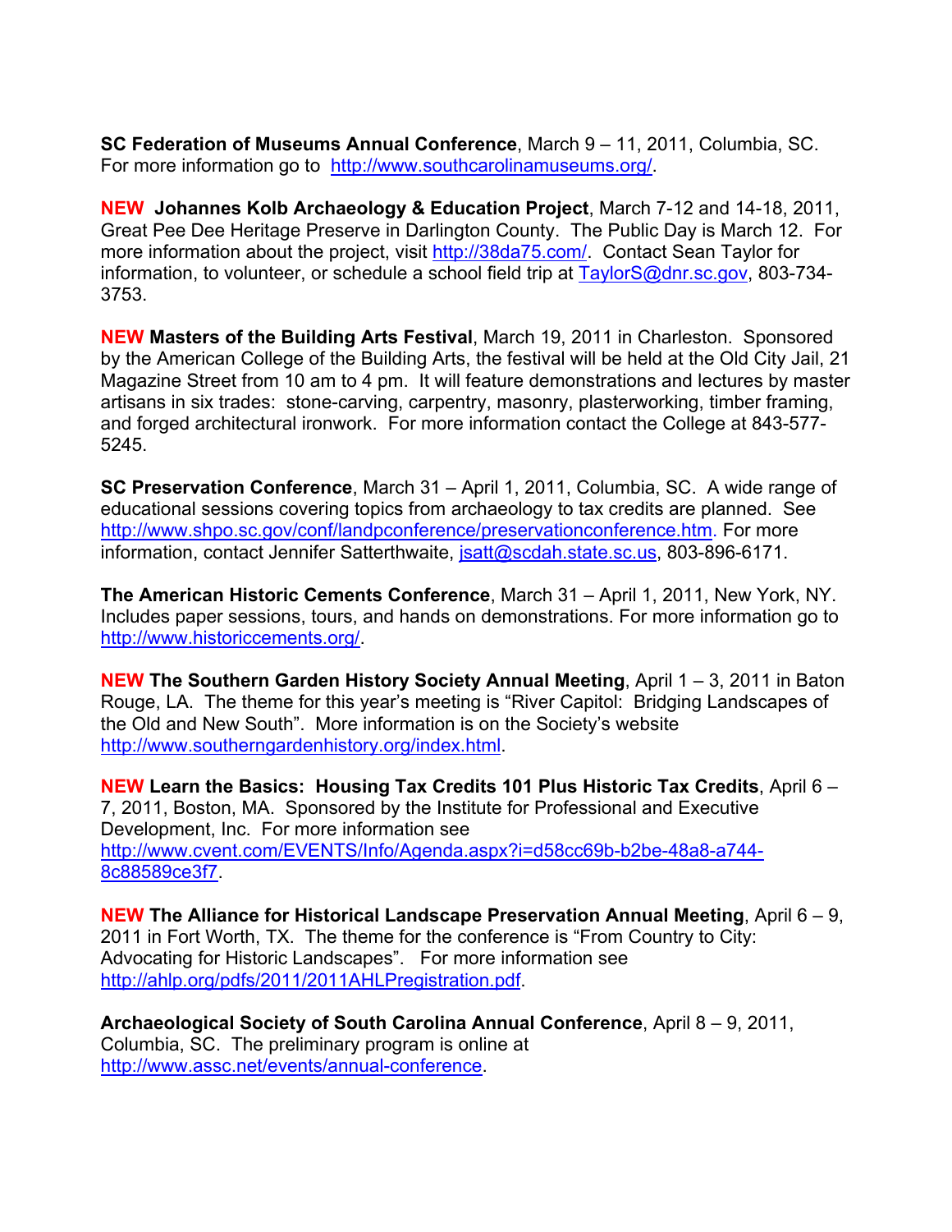**SC Federation of Museums Annual Conference**, March 9 – 11, 2011, Columbia, SC. For more information go to http://www.southcarolinamuseums.org/.

**NEW Johannes Kolb Archaeology & Education Project**, March 7-12 and 14-18, 2011, Great Pee Dee Heritage Preserve in Darlington County. The Public Day is March 12. For more information about the project, visit http://38da75.com/. Contact Sean Taylor for information, to volunteer, or schedule a school field trip at TaylorS@dnr.sc.gov, 803-734-3753.

**NEW Masters of the Building Arts Festival**, March 19, 2011 in Charleston. Sponsored by the American College of the Building Arts, the festival will be held at the Old City Jail, 21 Magazine Street from 10 am to 4 pm. It will feature demonstrations and lectures by master artisans in six trades: stone-carving, carpentry, masonry, plasterworking, timber framing, and forged architectural ironwork. For more information contact the College at 843-577-5245.

**SC Preservation Conference**, March 31 – April 1, 2011, Columbia, SC. A wide range of educational sessions covering topics from archaeology to tax credits are planned. See http://www.shpo.sc.gov/conf/landpconference/preservationconference.htm. For more information, contact Jennifer Satterthwaite, jsatt@scdah.state.sc.us, 803-896-6171.

**The American Historic Cements Conference**, March 31 – April 1, 2011, New York, NY. Includes paper sessions, tours, and hands on demonstrations. For more information go to http://www.historiccements.org/.

**NEW The Southern Garden History Society Annual Meeting**, April 1 – 3, 2011 in Baton Rouge, LA. The theme for this year's meeting is "River Capitol: Bridging Landscapes of the Old and New South". More information is on the Society's website http://www.southerngardenhistory.org/index.html.

**NEW Learn the Basics: Housing Tax Credits 101 Plus Historic Tax Credits**, April 6 – 7, 2011, Boston, MA. Sponsored by the Institute for Professional and Executive Development, Inc. For more information see http://www.cvent.com/EVENTS/Info/Agenda.aspx?i=d58cc69b-b2be-48a8-a744-8c88589ce3f7.

**NEW The Alliance for Historical Landscape Preservation Annual Meeting**, April 6 – 9, 2011 in Fort Worth, TX. The theme for the conference is "From Country to City: Advocating for Historic Landscapes". For more information see http://ahlp.org/pdfs/2011/2011AHLPregistration.pdf.

**Archaeological Society of South Carolina Annual Conference**, April 8 – 9, 2011, Columbia, SC. The preliminary program is online at http://www.assc.net/events/annual-conference.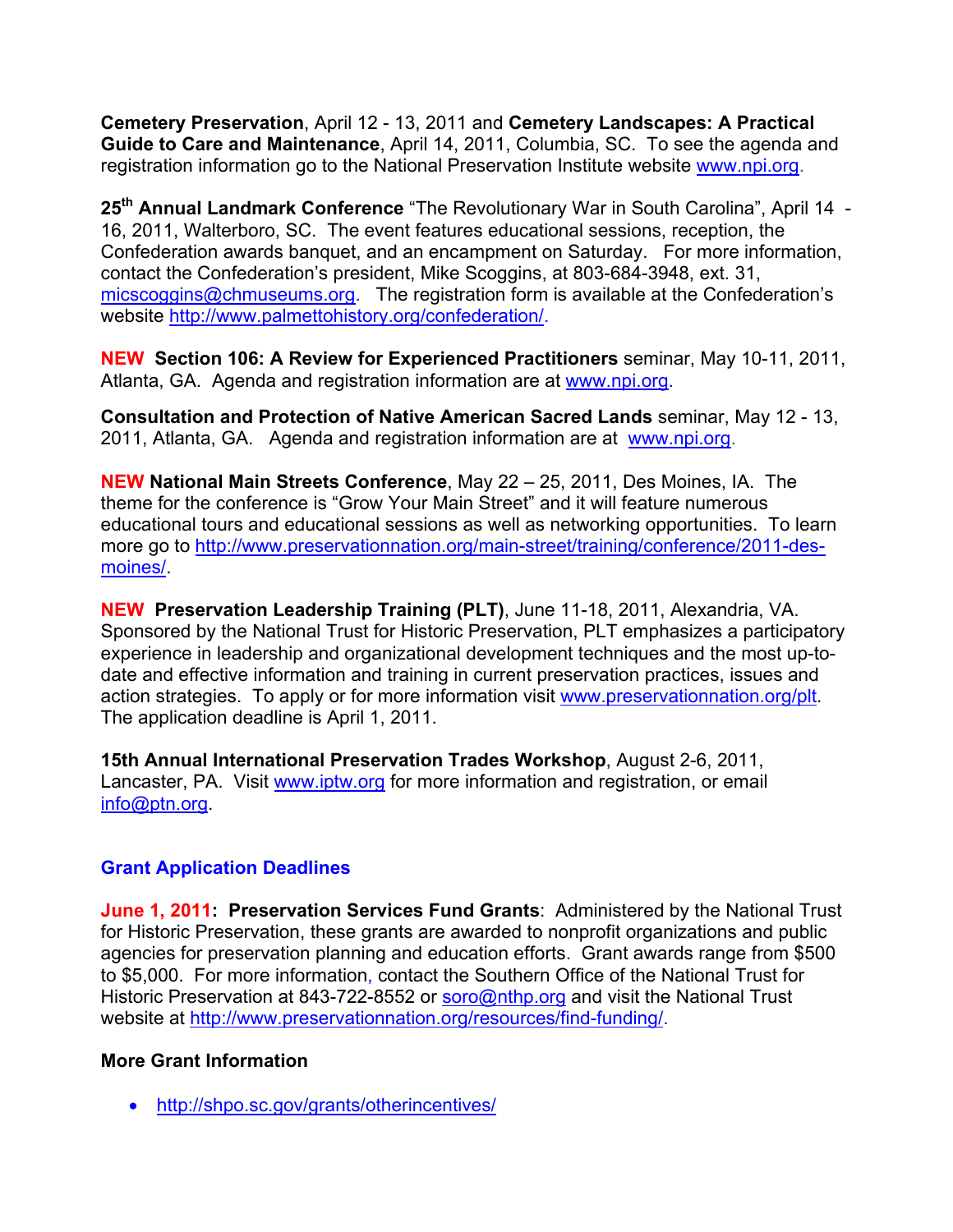**Cemetery Preservation**, April 12 - 13, 2011 and **Cemetery Landscapes: A Practical Guide to Care and Maintenance**, April 14, 2011, Columbia, SC. To see the agenda and registration information go to the National Preservation Institute website www.npi.org.

**25th Annual Landmark Conference** "The Revolutionary War in South Carolina", April 14 - 16, 2011, Walterboro, SC. The event features educational sessions, reception, the Confederation awards banquet, and an encampment on Saturday. For more information, contact the Confederation's president, Mike Scoggins, at 803-684-3948, ext. 31, micscoggins@chmuseums.org. The registration form is available at the Confederation's website http://www.palmettohistory.org/confederation/.

**NEW Section 106: A Review for Experienced Practitioners** seminar, May 10-11, 2011, Atlanta, GA. Agenda and registration information are at www.npi.org.

**Consultation and Protection of Native American Sacred Lands** seminar, May 12 - 13, 2011, Atlanta, GA. Agenda and registration information are at www.npi.org.

**NEW National Main Streets Conference**, May 22 – 25, 2011, Des Moines, IA. The theme for the conference is "Grow Your Main Street" and it will feature numerous educational tours and educational sessions as well as networking opportunities. To learn more go to http://www.preservationnation.org/main-street/training/conference/2011-des-moines/.

**NEW Preservation Leadership Training (PLT)**, June 11-18, 2011, Alexandria, VA. Sponsored by the National Trust for Historic Preservation, PLT emphasizes a participatory experience in leadership and organizational development techniques and the most up-to-date and effective information and training in current preservation practices, issues and action strategies. To apply or for more information visit www.preservationnation.org/plt. The application deadline is April 1, 2011.

**15th Annual International Preservation Trades Workshop**, August 2-6, 2011, Lancaster, PA. Visit www.iptw.org for more information and registration, or email info@ptn.org.

## Grant Application Deadlines

**June 1, 2011: Preservation Services Fund Grants**: Administered by the National Trust for Historic Preservation, these grants are awarded to nonprofit organizations and public agencies for preservation planning and education efforts. Grant awards range from $500 to $5,000. For more information, contact the Southern Office of the National Trust for Historic Preservation at 843-722-8552 or soro@nthp.org and visit the National Trust website at http://www.preservationnation.org/resources/find-funding/.

### More Grant Information

- http://shpo.sc.gov/grants/otherincentives/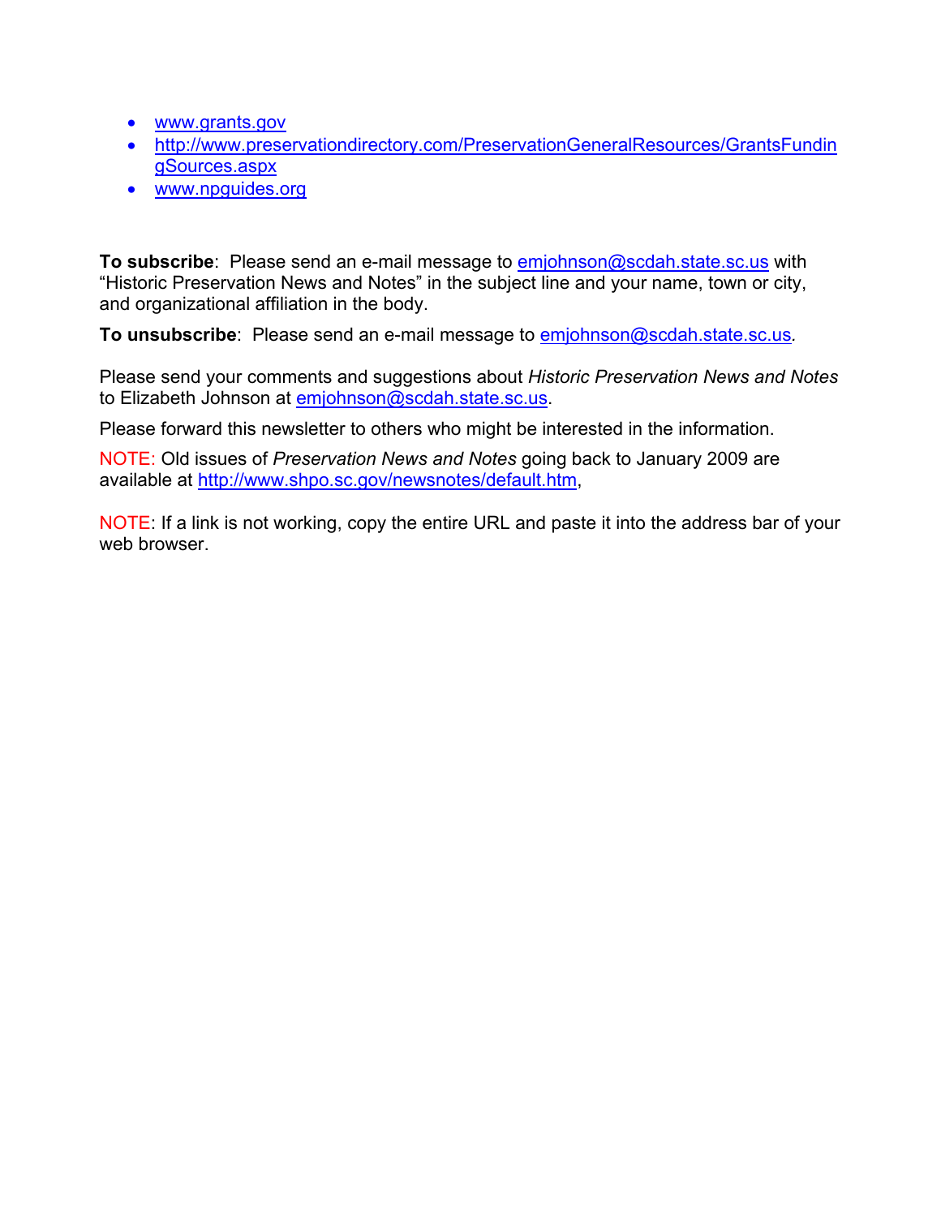- www.grants.gov
- http://www.preservationdirectory.com/PreservationGeneralResources/GrantsFundingSources.aspx
- www.npguides.org

**To subscribe**: Please send an e-mail message to emjohnson@scdah.state.sc.us with "Historic Preservation News and Notes" in the subject line and your name, town or city, and organizational affiliation in the body.

**To unsubscribe**: Please send an e-mail message to emjohnson@scdah.state.sc.us.

Please send your comments and suggestions about *Historic Preservation News and Notes* to Elizabeth Johnson at emjohnson@scdah.state.sc.us.

Please forward this newsletter to others who might be interested in the information.

NOTE: Old issues of *Preservation News and Notes* going back to January 2009 are available at http://www.shpo.sc.gov/newsnotes/default.htm,

NOTE: If a link is not working, copy the entire URL and paste it into the address bar of your web browser.